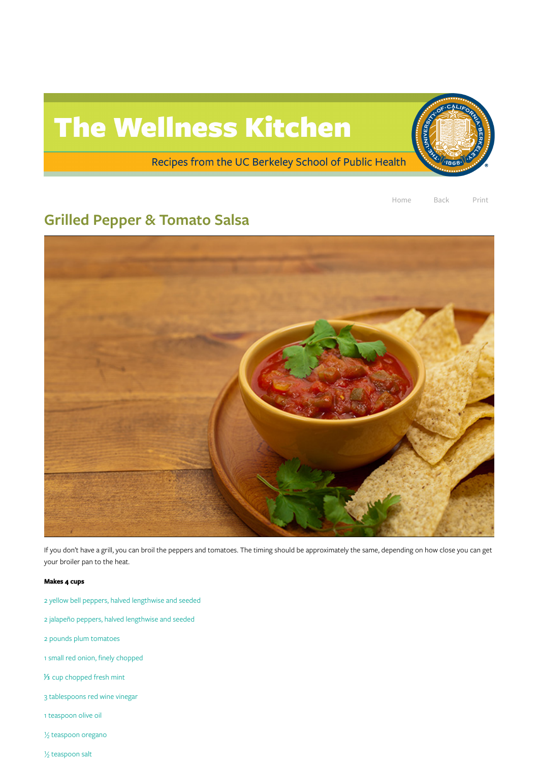# The Wellness Kitchen

Recipes from the UC Berkeley School of Public Health

Home Back Print

## Grilled Pepper & Tomato Salsa

If you don't have a grill, you can broil the peppers and tomatoes. The timing should be approximately the same, depending on how close you can get your broiler pan to the heat.

**Makes 4 cups**

2 yellow bell peppers, halved lengthwise and seeded

2 jalapeño peppers, halved lengthwise and seeded

2 pounds plum tomatoes

1 small red onion, finely chopped

⅓ cup chopped fresh mint

3 tablespoons red wine vinegar

1 teaspoon olive oil

½ teaspoon oregano

½ teaspoon salt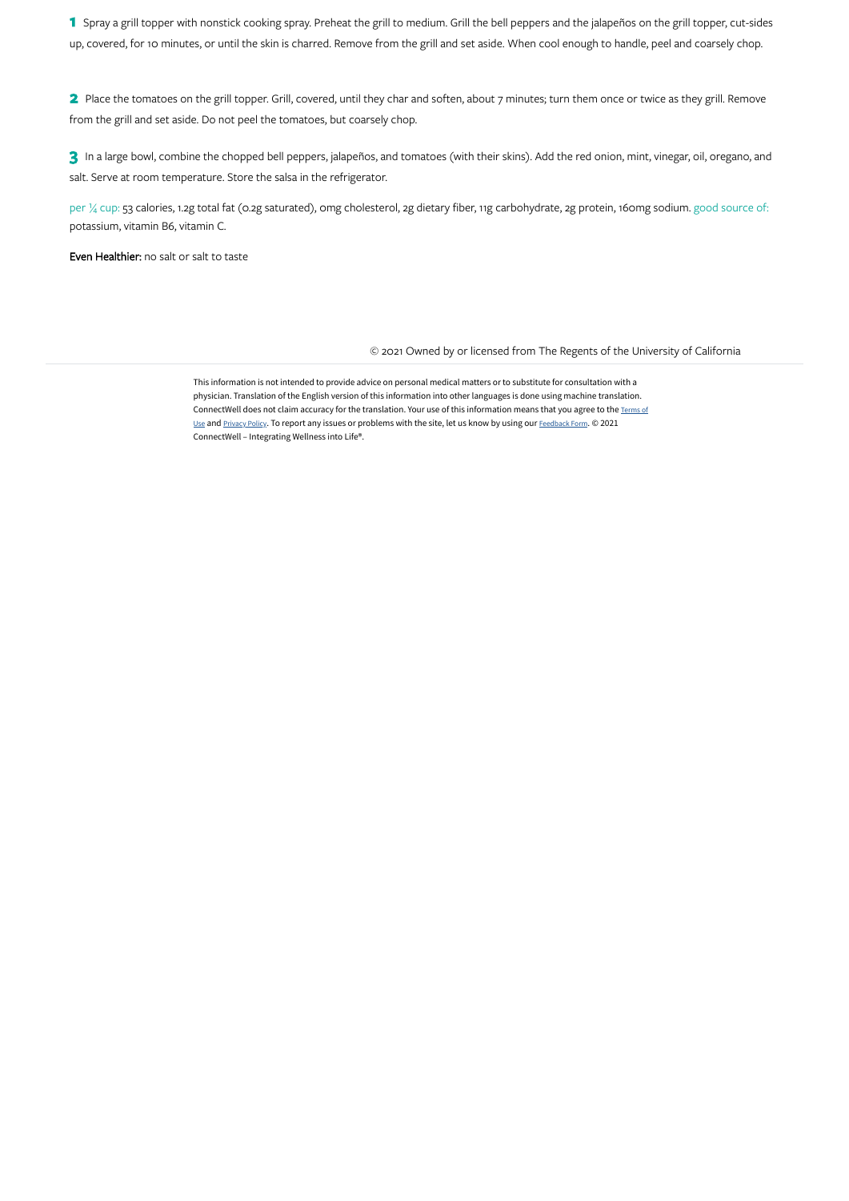**1** Spray a grill topper with nonstick cooking spray. Preheat the grill to medium. Grill the bell peppers and the jalapeños on the grill topper, cut-sides up, covered, for 10 minutes, or until the skin is charred. Remove from the grill and set aside. When cool enough to handle, peel and coarsely chop.

**2** Place the tomatoes on the grill topper. Grill, covered, until they char and soften, about 7 minutes; turn them once or twice as they grill. Remove from the grill and set aside. Do not peel the tomatoes, but coarsely chop.

**3** In a large bowl, combine the chopped bell peppers, jalapeños, and tomatoes (with their skins). Add the red onion, mint, vinegar, oil, oregano, and salt. Serve at room temperature. Store the salsa in the refrigerator.

per ¼ cup: 53 calories, 1.2g total fat (0.2g saturated), 0mg cholesterol, 2g dietary fiber, 11g carbohydrate, 2g protein, 160mg sodium. good source of: potassium, vitamin B6, vitamin C.

**Even Healthier:** no salt or salt to taste

© 2021 Owned by or licensed from The Regents of the University of California

This information is not intended to provide advice on personal medical matters or to substitute for consultation with a physician. Translation of the English version of this information into other languages is done using machine translation. ConnectWell does not claim accuracy for the translation. Your use of this information means that you agree to the Terms of Use and Privacy Policy. To report any issues or problems with the site, let us know by using our Feedback Form. © 2021 ConnectWell – Integrating Wellness into Life®.